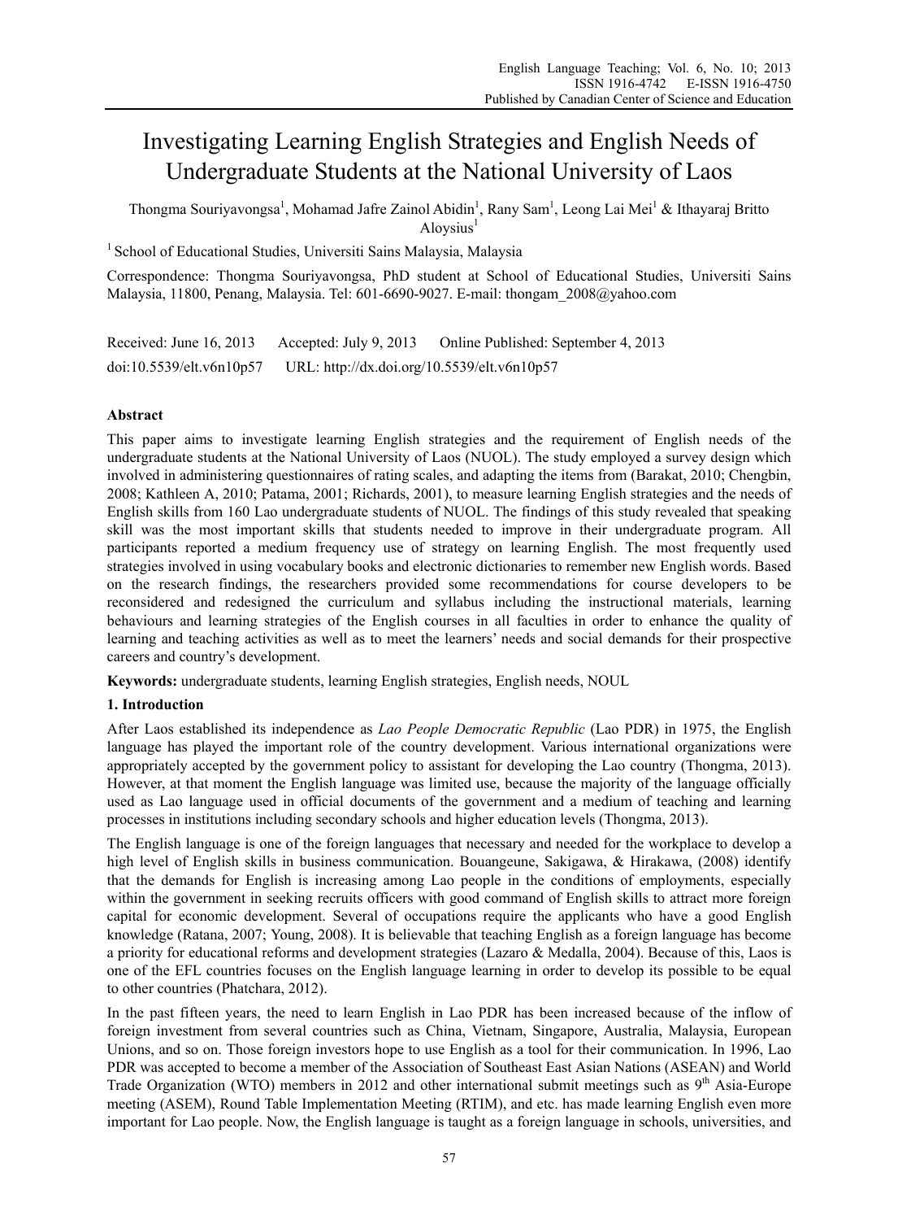# Investigating Learning English Strategies and English Needs of Undergraduate Students at the National University of Laos

Thongma Souriyavongsa[1], Mohamad Jafre Zainol Abidin[1], Rany Sam[1], Leong Lai Mei[1] & Ithayaraj Britto Aloysius[1]

[1] School of Educational Studies, Universiti Sains Malaysia, Malaysia

Correspondence: Thongma Souriyavongsa, PhD student at School of Educational Studies, Universiti Sains Malaysia, 11800, Penang, Malaysia. Tel: 601-6690-9027. E-mail: thongam_2008@yahoo.com

Received: June 16, 2013 Accepted: July 9, 2013 Online Published: September 4, 2013

doi:10.5539/elt.v6n10p57 URL: http://dx.doi.org/10.5539/elt.v6n10p57

## Abstract

This paper aims to investigate learning English strategies and the requirement of English needs of the undergraduate students at the National University of Laos (NUOL). The study employed a survey design which involved in administering questionnaires of rating scales, and adapting the items from (Barakat, 2010; Chengbin, 2008; Kathleen A, 2010; Patama, 2001; Richards, 2001), to measure learning English strategies and the needs of English skills from 160 Lao undergraduate students of NUOL. The findings of this study revealed that speaking skill was the most important skills that students needed to improve in their undergraduate program. All participants reported a medium frequency use of strategy on learning English. The most frequently used strategies involved in using vocabulary books and electronic dictionaries to remember new English words. Based on the research findings, the researchers provided some recommendations for course developers to be reconsidered and redesigned the curriculum and syllabus including the instructional materials, learning behaviours and learning strategies of the English courses in all faculties in order to enhance the quality of learning and teaching activities as well as to meet the learners' needs and social demands for their prospective careers and country's development.

**Keywords:** undergraduate students, learning English strategies, English needs, NOUL

## 1. Introduction

After Laos established its independence as *Lao People Democratic Republic* (Lao PDR) in 1975, the English language has played the important role of the country development. Various international organizations were appropriately accepted by the government policy to assistant for developing the Lao country (Thongma, 2013). However, at that moment the English language was limited use, because the majority of the language officially used as Lao language used in official documents of the government and a medium of teaching and learning processes in institutions including secondary schools and higher education levels (Thongma, 2013).

The English language is one of the foreign languages that necessary and needed for the workplace to develop a high level of English skills in business communication. Bouangeune, Sakigawa, & Hirakawa, (2008) identify that the demands for English is increasing among Lao people in the conditions of employments, especially within the government in seeking recruits officers with good command of English skills to attract more foreign capital for economic development. Several of occupations require the applicants who have a good English knowledge (Ratana, 2007; Young, 2008). It is believable that teaching English as a foreign language has become a priority for educational reforms and development strategies (Lazaro & Medalla, 2004). Because of this, Laos is one of the EFL countries focuses on the English language learning in order to develop its possible to be equal to other countries (Phatchara, 2012).

In the past fifteen years, the need to learn English in Lao PDR has been increased because of the inflow of foreign investment from several countries such as China, Vietnam, Singapore, Australia, Malaysia, European Unions, and so on. Those foreign investors hope to use English as a tool for their communication. In 1996, Lao PDR was accepted to become a member of the Association of Southeast East Asian Nations (ASEAN) and World Trade Organization (WTO) members in 2012 and other international submit meetings such as 9th Asia-Europe meeting (ASEM), Round Table Implementation Meeting (RTIM), and etc. has made learning English even more important for Lao people. Now, the English language is taught as a foreign language in schools, universities, and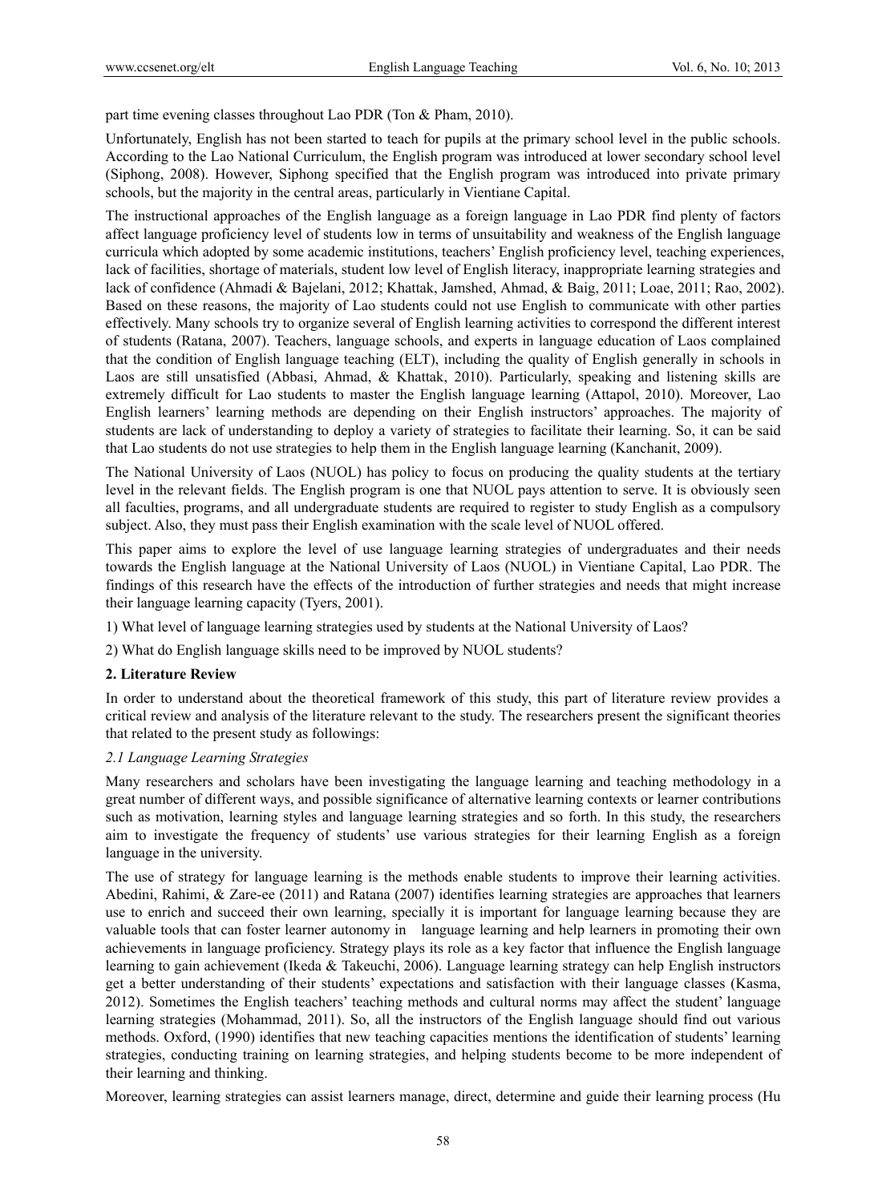part time evening classes throughout Lao PDR (Ton & Pham, 2010).

Unfortunately, English has not been started to teach for pupils at the primary school level in the public schools. According to the Lao National Curriculum, the English program was introduced at lower secondary school level (Siphong, 2008). However, Siphong specified that the English program was introduced into private primary schools, but the majority in the central areas, particularly in Vientiane Capital.

The instructional approaches of the English language as a foreign language in Lao PDR find plenty of factors affect language proficiency level of students low in terms of unsuitability and weakness of the English language curricula which adopted by some academic institutions, teachers' English proficiency level, teaching experiences, lack of facilities, shortage of materials, student low level of English literacy, inappropriate learning strategies and lack of confidence (Ahmadi & Bajelani, 2012; Khattak, Jamshed, Ahmad, & Baig, 2011; Loae, 2011; Rao, 2002). Based on these reasons, the majority of Lao students could not use English to communicate with other parties effectively. Many schools try to organize several of English learning activities to correspond the different interest of students (Ratana, 2007). Teachers, language schools, and experts in language education of Laos complained that the condition of English language teaching (ELT), including the quality of English generally in schools in Laos are still unsatisfied (Abbasi, Ahmad, & Khattak, 2010). Particularly, speaking and listening skills are extremely difficult for Lao students to master the English language learning (Attapol, 2010). Moreover, Lao English learners' learning methods are depending on their English instructors' approaches. The majority of students are lack of understanding to deploy a variety of strategies to facilitate their learning. So, it can be said that Lao students do not use strategies to help them in the English language learning (Kanchanit, 2009).

The National University of Laos (NUOL) has policy to focus on producing the quality students at the tertiary level in the relevant fields. The English program is one that NUOL pays attention to serve. It is obviously seen all faculties, programs, and all undergraduate students are required to register to study English as a compulsory subject. Also, they must pass their English examination with the scale level of NUOL offered.

This paper aims to explore the level of use language learning strategies of undergraduates and their needs towards the English language at the National University of Laos (NUOL) in Vientiane Capital, Lao PDR. The findings of this research have the effects of the introduction of further strategies and needs that might increase their language learning capacity (Tyers, 2001).

1) What level of language learning strategies used by students at the National University of Laos?

2) What do English language skills need to be improved by NUOL students?

## 2. Literature Review

In order to understand about the theoretical framework of this study, this part of literature review provides a critical review and analysis of the literature relevant to the study. The researchers present the significant theories that related to the present study as followings:

### *2.1 Language Learning Strategies*

Many researchers and scholars have been investigating the language learning and teaching methodology in a great number of different ways, and possible significance of alternative learning contexts or learner contributions such as motivation, learning styles and language learning strategies and so forth. In this study, the researchers aim to investigate the frequency of students' use various strategies for their learning English as a foreign language in the university.

The use of strategy for language learning is the methods enable students to improve their learning activities. Abedini, Rahimi, & Zare-ee (2011) and Ratana (2007) identifies learning strategies are approaches that learners use to enrich and succeed their own learning, specially it is important for language learning because they are valuable tools that can foster learner autonomy in language learning and help learners in promoting their own achievements in language proficiency. Strategy plays its role as a key factor that influence the English language learning to gain achievement (Ikeda & Takeuchi, 2006). Language learning strategy can help English instructors get a better understanding of their students' expectations and satisfaction with their language classes (Kasma, 2012). Sometimes the English teachers' teaching methods and cultural norms may affect the student' language learning strategies (Mohammad, 2011). So, all the instructors of the English language should find out various methods. Oxford, (1990) identifies that new teaching capacities mentions the identification of students' learning strategies, conducting training on learning strategies, and helping students become to be more independent of their learning and thinking.

Moreover, learning strategies can assist learners manage, direct, determine and guide their learning process (Hu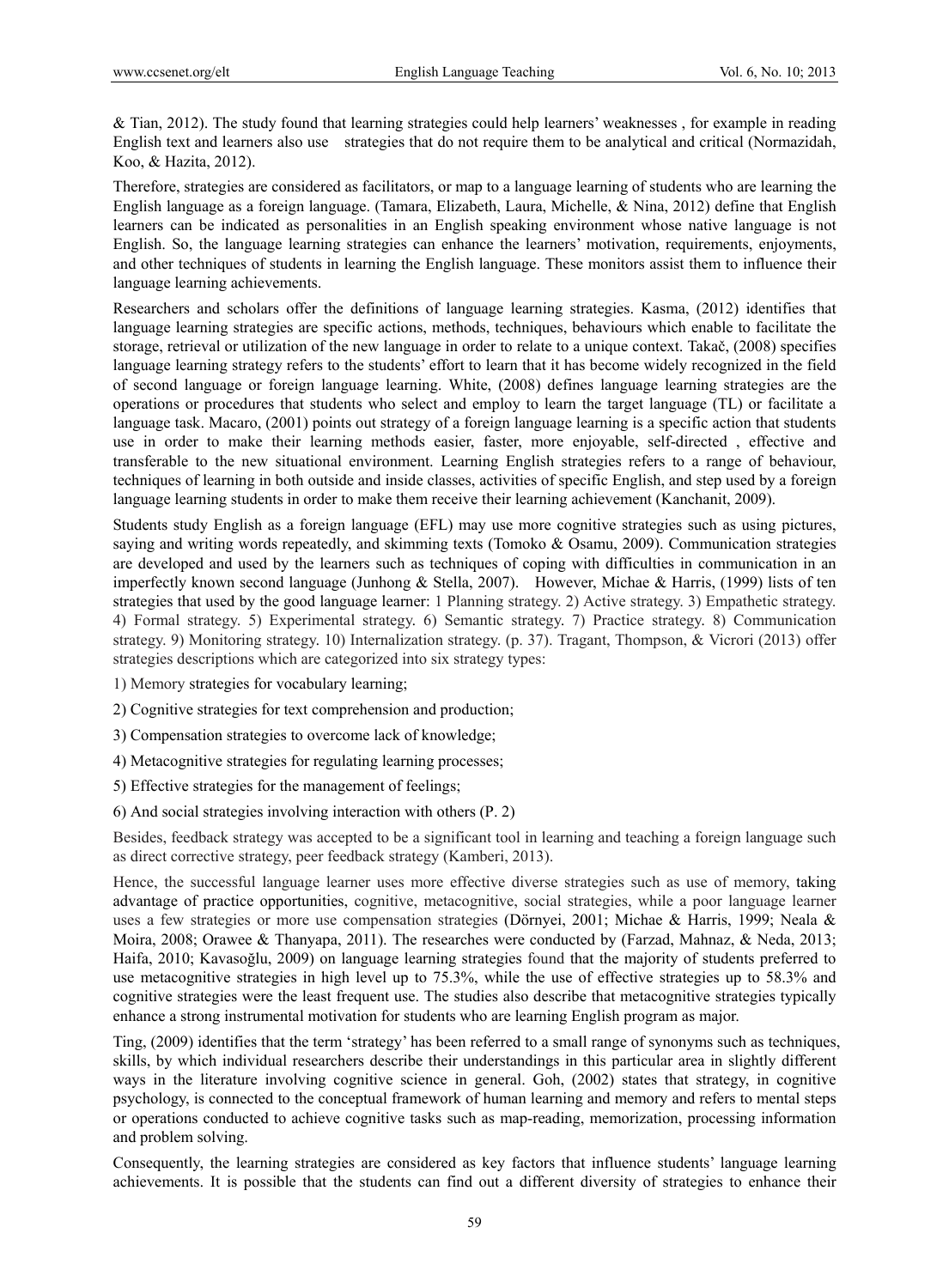& Tian, 2012). The study found that learning strategies could help learners' weaknesses , for example in reading English text and learners also use strategies that do not require them to be analytical and critical (Normazidah, Koo, & Hazita, 2012).

Therefore, strategies are considered as facilitators, or map to a language learning of students who are learning the English language as a foreign language. (Tamara, Elizabeth, Laura, Michelle, & Nina, 2012) define that English learners can be indicated as personalities in an English speaking environment whose native language is not English. So, the language learning strategies can enhance the learners' motivation, requirements, enjoyments, and other techniques of students in learning the English language. These monitors assist them to influence their language learning achievements.

Researchers and scholars offer the definitions of language learning strategies. Kasma, (2012) identifies that language learning strategies are specific actions, methods, techniques, behaviours which enable to facilitate the storage, retrieval or utilization of the new language in order to relate to a unique context. Takač, (2008) specifies language learning strategy refers to the students' effort to learn that it has become widely recognized in the field of second language or foreign language learning. White, (2008) defines language learning strategies are the operations or procedures that students who select and employ to learn the target language (TL) or facilitate a language task. Macaro, (2001) points out strategy of a foreign language learning is a specific action that students use in order to make their learning methods easier, faster, more enjoyable, self-directed , effective and transferable to the new situational environment. Learning English strategies refers to a range of behaviour, techniques of learning in both outside and inside classes, activities of specific English, and step used by a foreign language learning students in order to make them receive their learning achievement (Kanchanit, 2009).

Students study English as a foreign language (EFL) may use more cognitive strategies such as using pictures, saying and writing words repeatedly, and skimming texts (Tomoko & Osamu, 2009). Communication strategies are developed and used by the learners such as techniques of coping with difficulties in communication in an imperfectly known second language (Junhong & Stella, 2007). However, Michae & Harris, (1999) lists of ten strategies that used by the good language learner: 1 Planning strategy. 2) Active strategy. 3) Empathetic strategy. 4) Formal strategy. 5) Experimental strategy. 6) Semantic strategy. 7) Practice strategy. 8) Communication strategy. 9) Monitoring strategy. 10) Internalization strategy. (p. 37). Tragant, Thompson, & Vicrori (2013) offer strategies descriptions which are categorized into six strategy types:

1) Memory strategies for vocabulary learning;

2) Cognitive strategies for text comprehension and production;

3) Compensation strategies to overcome lack of knowledge;

4) Metacognitive strategies for regulating learning processes;

5) Effective strategies for the management of feelings;

6) And social strategies involving interaction with others (P. 2)

Besides, feedback strategy was accepted to be a significant tool in learning and teaching a foreign language such as direct corrective strategy, peer feedback strategy (Kamberi, 2013).

Hence, the successful language learner uses more effective diverse strategies such as use of memory, taking advantage of practice opportunities, cognitive, metacognitive, social strategies, while a poor language learner uses a few strategies or more use compensation strategies (Dörnyei, 2001; Michae & Harris, 1999; Neala & Moira, 2008; Orawee & Thanyapa, 2011). The researches were conducted by (Farzad, Mahnaz, & Neda, 2013; Haifa, 2010; Kavasoğlu, 2009) on language learning strategies found that the majority of students preferred to use metacognitive strategies in high level up to 75.3%, while the use of effective strategies up to 58.3% and cognitive strategies were the least frequent use. The studies also describe that metacognitive strategies typically enhance a strong instrumental motivation for students who are learning English program as major.

Ting, (2009) identifies that the term 'strategy' has been referred to a small range of synonyms such as techniques, skills, by which individual researchers describe their understandings in this particular area in slightly different ways in the literature involving cognitive science in general. Goh, (2002) states that strategy, in cognitive psychology, is connected to the conceptual framework of human learning and memory and refers to mental steps or operations conducted to achieve cognitive tasks such as map-reading, memorization, processing information and problem solving.

Consequently, the learning strategies are considered as key factors that influence students' language learning achievements. It is possible that the students can find out a different diversity of strategies to enhance their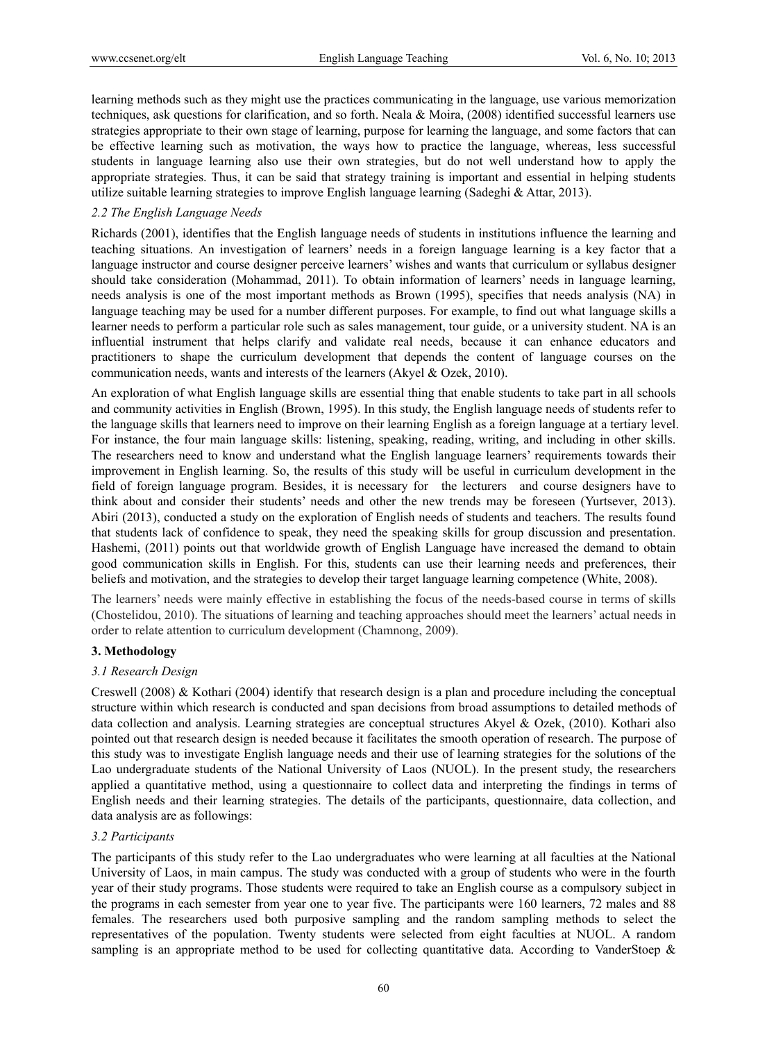learning methods such as they might use the practices communicating in the language, use various memorization techniques, ask questions for clarification, and so forth. Neala & Moira, (2008) identified successful learners use strategies appropriate to their own stage of learning, purpose for learning the language, and some factors that can be effective learning such as motivation, the ways how to practice the language, whereas, less successful students in language learning also use their own strategies, but do not well understand how to apply the appropriate strategies. Thus, it can be said that strategy training is important and essential in helping students utilize suitable learning strategies to improve English language learning (Sadeghi & Attar, 2013).

### *2.2 The English Language Needs*

Richards (2001), identifies that the English language needs of students in institutions influence the learning and teaching situations. An investigation of learners' needs in a foreign language learning is a key factor that a language instructor and course designer perceive learners' wishes and wants that curriculum or syllabus designer should take consideration (Mohammad, 2011). To obtain information of learners' needs in language learning, needs analysis is one of the most important methods as Brown (1995), specifies that needs analysis (NA) in language teaching may be used for a number different purposes. For example, to find out what language skills a learner needs to perform a particular role such as sales management, tour guide, or a university student. NA is an influential instrument that helps clarify and validate real needs, because it can enhance educators and practitioners to shape the curriculum development that depends the content of language courses on the communication needs, wants and interests of the learners (Akyel & Ozek, 2010).

An exploration of what English language skills are essential thing that enable students to take part in all schools and community activities in English (Brown, 1995). In this study, the English language needs of students refer to the language skills that learners need to improve on their learning English as a foreign language at a tertiary level. For instance, the four main language skills: listening, speaking, reading, writing, and including in other skills. The researchers need to know and understand what the English language learners' requirements towards their improvement in English learning. So, the results of this study will be useful in curriculum development in the field of foreign language program. Besides, it is necessary for the lecturers and course designers have to think about and consider their students' needs and other the new trends may be foreseen (Yurtsever, 2013). Abiri (2013), conducted a study on the exploration of English needs of students and teachers. The results found that students lack of confidence to speak, they need the speaking skills for group discussion and presentation. Hashemi, (2011) points out that worldwide growth of English Language have increased the demand to obtain good communication skills in English. For this, students can use their learning needs and preferences, their beliefs and motivation, and the strategies to develop their target language learning competence (White, 2008).

The learners' needs were mainly effective in establishing the focus of the needs-based course in terms of skills (Chostelidou, 2010). The situations of learning and teaching approaches should meet the learners' actual needs in order to relate attention to curriculum development (Chamnong, 2009).

## 3. Methodology

### *3.1 Research Design*

Creswell (2008) & Kothari (2004) identify that research design is a plan and procedure including the conceptual structure within which research is conducted and span decisions from broad assumptions to detailed methods of data collection and analysis. Learning strategies are conceptual structures Akyel & Ozek, (2010). Kothari also pointed out that research design is needed because it facilitates the smooth operation of research. The purpose of this study was to investigate English language needs and their use of learning strategies for the solutions of the Lao undergraduate students of the National University of Laos (NUOL). In the present study, the researchers applied a quantitative method, using a questionnaire to collect data and interpreting the findings in terms of English needs and their learning strategies. The details of the participants, questionnaire, data collection, and data analysis are as followings:

### *3.2 Participants*

The participants of this study refer to the Lao undergraduates who were learning at all faculties at the National University of Laos, in main campus. The study was conducted with a group of students who were in the fourth year of their study programs. Those students were required to take an English course as a compulsory subject in the programs in each semester from year one to year five. The participants were 160 learners, 72 males and 88 females. The researchers used both purposive sampling and the random sampling methods to select the representatives of the population. Twenty students were selected from eight faculties at NUOL. A random sampling is an appropriate method to be used for collecting quantitative data. According to VanderStoep &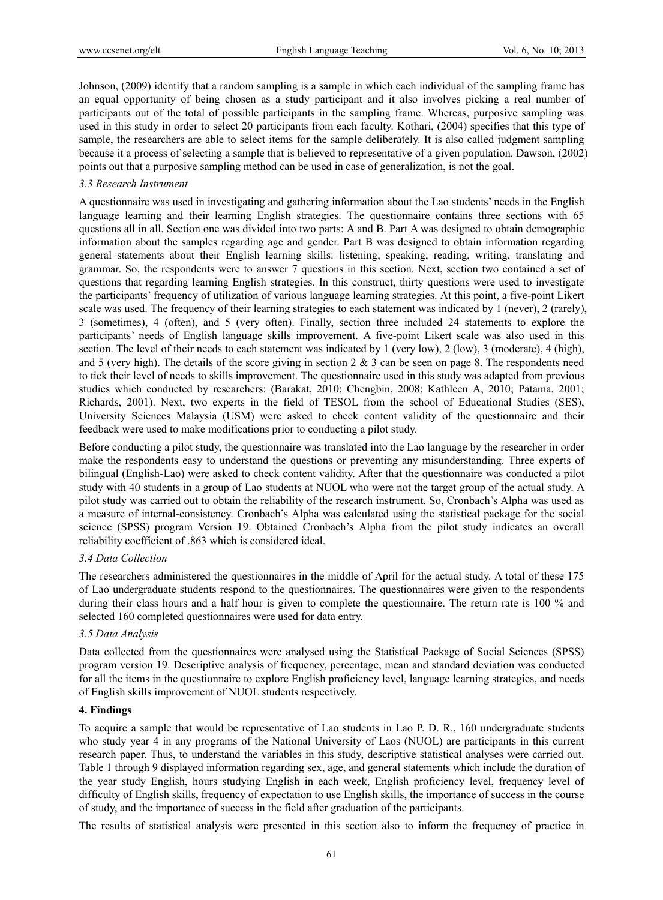Johnson, (2009) identify that a random sampling is a sample in which each individual of the sampling frame has an equal opportunity of being chosen as a study participant and it also involves picking a real number of participants out of the total of possible participants in the sampling frame. Whereas, purposive sampling was used in this study in order to select 20 participants from each faculty. Kothari, (2004) specifies that this type of sample, the researchers are able to select items for the sample deliberately. It is also called judgment sampling because it a process of selecting a sample that is believed to representative of a given population. Dawson, (2002) points out that a purposive sampling method can be used in case of generalization, is not the goal.

### *3.3 Research Instrument*

A questionnaire was used in investigating and gathering information about the Lao students' needs in the English language learning and their learning English strategies. The questionnaire contains three sections with 65 questions all in all. Section one was divided into two parts: A and B. Part A was designed to obtain demographic information about the samples regarding age and gender. Part B was designed to obtain information regarding general statements about their English learning skills: listening, speaking, reading, writing, translating and grammar. So, the respondents were to answer 7 questions in this section. Next, section two contained a set of questions that regarding learning English strategies. In this construct, thirty questions were used to investigate the participants' frequency of utilization of various language learning strategies. At this point, a five-point Likert scale was used. The frequency of their learning strategies to each statement was indicated by 1 (never), 2 (rarely), 3 (sometimes), 4 (often), and 5 (very often). Finally, section three included 24 statements to explore the participants' needs of English language skills improvement. A five-point Likert scale was also used in this section. The level of their needs to each statement was indicated by 1 (very low), 2 (low), 3 (moderate), 4 (high), and 5 (very high). The details of the score giving in section 2 & 3 can be seen on page 8. The respondents need to tick their level of needs to skills improvement. The questionnaire used in this study was adapted from previous studies which conducted by researchers: (Barakat, 2010; Chengbin, 2008; Kathleen A, 2010; Patama, 2001; Richards, 2001). Next, two experts in the field of TESOL from the school of Educational Studies (SES), University Sciences Malaysia (USM) were asked to check content validity of the questionnaire and their feedback were used to make modifications prior to conducting a pilot study.

Before conducting a pilot study, the questionnaire was translated into the Lao language by the researcher in order make the respondents easy to understand the questions or preventing any misunderstanding. Three experts of bilingual (English-Lao) were asked to check content validity. After that the questionnaire was conducted a pilot study with 40 students in a group of Lao students at NUOL who were not the target group of the actual study. A pilot study was carried out to obtain the reliability of the research instrument. So, Cronbach's Alpha was used as a measure of internal-consistency. Cronbach's Alpha was calculated using the statistical package for the social science (SPSS) program Version 19. Obtained Cronbach's Alpha from the pilot study indicates an overall reliability coefficient of .863 which is considered ideal.

### *3.4 Data Collection*

The researchers administered the questionnaires in the middle of April for the actual study. A total of these 175 of Lao undergraduate students respond to the questionnaires. The questionnaires were given to the respondents during their class hours and a half hour is given to complete the questionnaire. The return rate is 100 % and selected 160 completed questionnaires were used for data entry.

### *3.5 Data Analysis*

Data collected from the questionnaires were analysed using the Statistical Package of Social Sciences (SPSS) program version 19. Descriptive analysis of frequency, percentage, mean and standard deviation was conducted for all the items in the questionnaire to explore English proficiency level, language learning strategies, and needs of English skills improvement of NUOL students respectively.

## **4. Findings**

To acquire a sample that would be representative of Lao students in Lao P. D. R., 160 undergraduate students who study year 4 in any programs of the National University of Laos (NUOL) are participants in this current research paper. Thus, to understand the variables in this study, descriptive statistical analyses were carried out. Table 1 through 9 displayed information regarding sex, age, and general statements which include the duration of the year study English, hours studying English in each week, English proficiency level, frequency level of difficulty of English skills, frequency of expectation to use English skills, the importance of success in the course of study, and the importance of success in the field after graduation of the participants.

The results of statistical analysis were presented in this section also to inform the frequency of practice in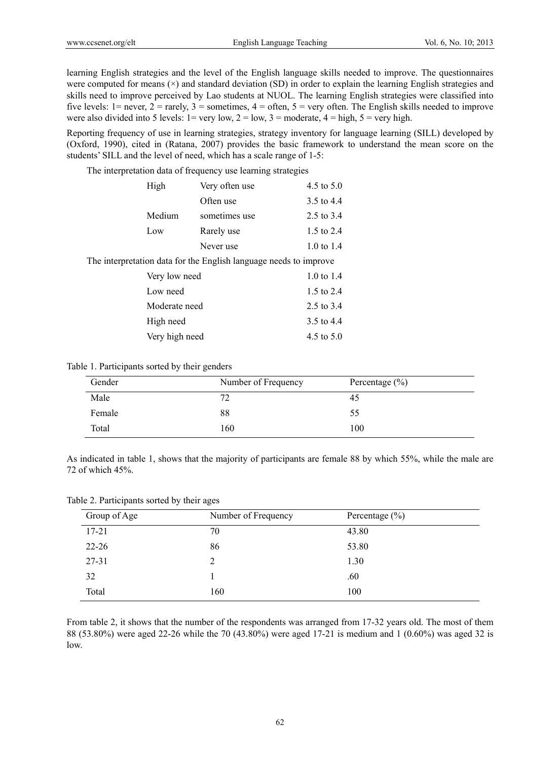learning English strategies and the level of the English language skills needed to improve. The questionnaires were computed for means (×) and standard deviation (SD) in order to explain the learning English strategies and skills need to improve perceived by Lao students at NUOL. The learning English strategies were classified into five levels: 1= never, 2 = rarely, 3 = sometimes, 4 = often, 5 = very often. The English skills needed to improve were also divided into 5 levels: 1= very low, 2 = low, 3 = moderate, 4 = high, 5 = very high.

Reporting frequency of use in learning strategies, strategy inventory for language learning (SILL) developed by (Oxford, 1990), cited in (Ratana, 2007) provides the basic framework to understand the mean score on the students' SILL and the level of need, which has a scale range of 1-5:

The interpretation data of frequency use learning strategies

| | | |
|---|---|---|
| High | Very often use | 4.5 to 5.0 |
| | Often use | 3.5 to 4.4 |
| Medium | sometimes use | 2.5 to 3.4 |
| Low | Rarely use | 1.5 to 2.4 |
| | Never use | 1.0 to 1.4 |

The interpretation data for the English language needs to improve

| | |
|---|---|
| Very low need | 1.0 to 1.4 |
| Low need | 1.5 to 2.4 |
| Moderate need | 2.5 to 3.4 |
| High need | 3.5 to 4.4 |
| Very high need | 4.5 to 5.0 |

Table 1. Participants sorted by their genders

| Gender | Number of Frequency | Percentage (%) |
|---|---|---|
| Male | 72 | 45 |
| Female | 88 | 55 |
| Total | 160 | 100 |

As indicated in table 1, shows that the majority of participants are female 88 by which 55%, while the male are 72 of which 45%.

Table 2. Participants sorted by their ages

| Group of Age | Number of Frequency | Percentage (%) |
|---|---|---|
| 17-21 | 70 | 43.80 |
| 22-26 | 86 | 53.80 |
| 27-31 | 2 | 1.30 |
| 32 | 1 | .60 |
| Total | 160 | 100 |

From table 2, it shows that the number of the respondents was arranged from 17-32 years old. The most of them 88 (53.80%) were aged 22-26 while the 70 (43.80%) were aged 17-21 is medium and 1 (0.60%) was aged 32 is low.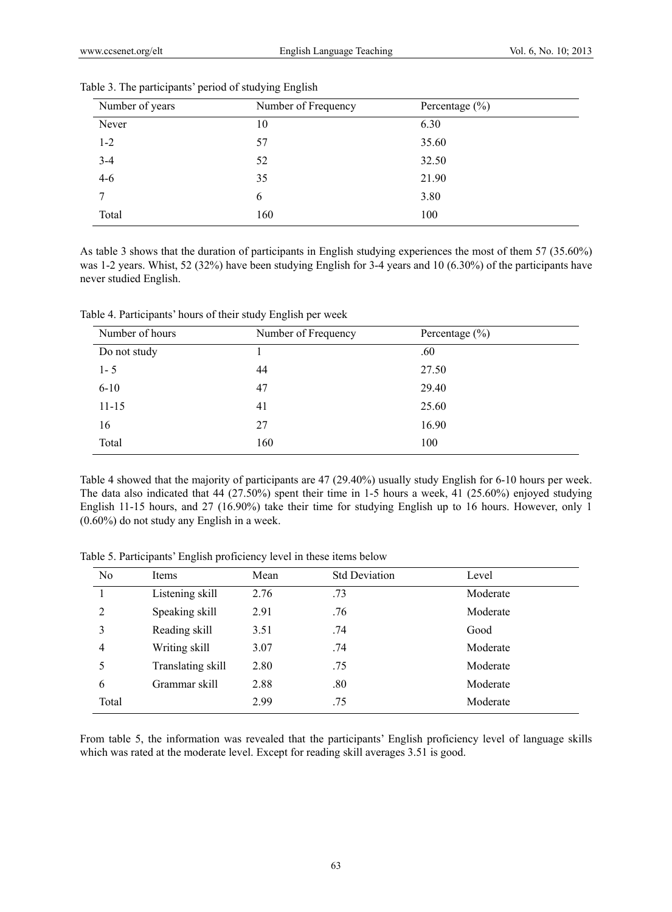Table 3. The participants' period of studying English

| Number of years | Number of Frequency | Percentage (%) |
|---|---|---|
| Never | 10 | 6.30 |
| 1-2 | 57 | 35.60 |
| 3-4 | 52 | 32.50 |
| 4-6 | 35 | 21.90 |
| 7 | 6 | 3.80 |
| Total | 160 | 100 |

As table 3 shows that the duration of participants in English studying experiences the most of them 57 (35.60%) was 1-2 years. Whist, 52 (32%) have been studying English for 3-4 years and 10 (6.30%) of the participants have never studied English.

Table 4. Participants' hours of their study English per week

| Number of hours | Number of Frequency | Percentage (%) |
|---|---|---|
| Do not study | 1 | .60 |
| 1- 5 | 44 | 27.50 |
| 6-10 | 47 | 29.40 |
| 11-15 | 41 | 25.60 |
| 16 | 27 | 16.90 |
| Total | 160 | 100 |

Table 4 showed that the majority of participants are 47 (29.40%) usually study English for 6-10 hours per week. The data also indicated that 44 (27.50%) spent their time in 1-5 hours a week, 41 (25.60%) enjoyed studying English 11-15 hours, and 27 (16.90%) take their time for studying English up to 16 hours. However, only 1 (0.60%) do not study any English in a week.

Table 5. Participants' English proficiency level in these items below

| No | Items | Mean | Std Deviation | Level |
|---|---|---|---|---|
| 1 | Listening skill | 2.76 | .73 | Moderate |
| 2 | Speaking skill | 2.91 | .76 | Moderate |
| 3 | Reading skill | 3.51 | .74 | Good |
| 4 | Writing skill | 3.07 | .74 | Moderate |
| 5 | Translating skill | 2.80 | .75 | Moderate |
| 6 | Grammar skill | 2.88 | .80 | Moderate |
| Total | | 2.99 | .75 | Moderate |

From table 5, the information was revealed that the participants' English proficiency level of language skills which was rated at the moderate level. Except for reading skill averages 3.51 is good.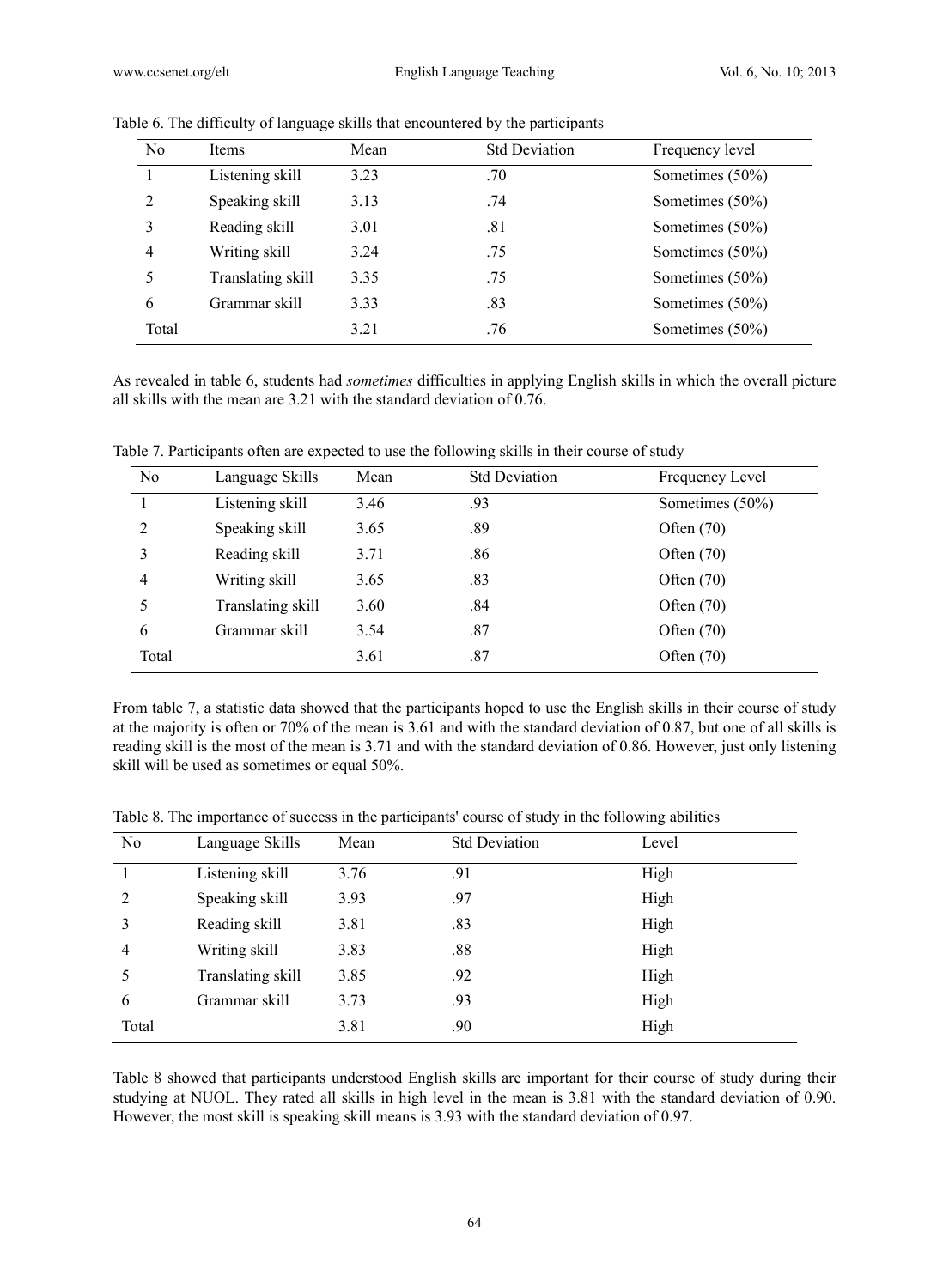Table 6. The difficulty of language skills that encountered by the participants

| No | Items | Mean | Std Deviation | Frequency level |
|---|---|---|---|---|
| 1 | Listening skill | 3.23 | .70 | Sometimes (50%) |
| 2 | Speaking skill | 3.13 | .74 | Sometimes (50%) |
| 3 | Reading skill | 3.01 | .81 | Sometimes (50%) |
| 4 | Writing skill | 3.24 | .75 | Sometimes (50%) |
| 5 | Translating skill | 3.35 | .75 | Sometimes (50%) |
| 6 | Grammar skill | 3.33 | .83 | Sometimes (50%) |
| Total | | 3.21 | .76 | Sometimes (50%) |

As revealed in table 6, students had *sometimes* difficulties in applying English skills in which the overall picture all skills with the mean are 3.21 with the standard deviation of 0.76.

Table 7. Participants often are expected to use the following skills in their course of study

| No | Language Skills | Mean | Std Deviation | Frequency Level |
|---|---|---|---|---|
| 1 | Listening skill | 3.46 | .93 | Sometimes (50%) |
| 2 | Speaking skill | 3.65 | .89 | Often (70) |
| 3 | Reading skill | 3.71 | .86 | Often (70) |
| 4 | Writing skill | 3.65 | .83 | Often (70) |
| 5 | Translating skill | 3.60 | .84 | Often (70) |
| 6 | Grammar skill | 3.54 | .87 | Often (70) |
| Total | | 3.61 | .87 | Often (70) |

From table 7, a statistic data showed that the participants hoped to use the English skills in their course of study at the majority is often or 70% of the mean is 3.61 and with the standard deviation of 0.87, but one of all skills is reading skill is the most of the mean is 3.71 and with the standard deviation of 0.86. However, just only listening skill will be used as sometimes or equal 50%.

Table 8. The importance of success in the participants' course of study in the following abilities

| No | Language Skills | Mean | Std Deviation | Level |
|---|---|---|---|---|
| 1 | Listening skill | 3.76 | .91 | High |
| 2 | Speaking skill | 3.93 | .97 | High |
| 3 | Reading skill | 3.81 | .83 | High |
| 4 | Writing skill | 3.83 | .88 | High |
| 5 | Translating skill | 3.85 | .92 | High |
| 6 | Grammar skill | 3.73 | .93 | High |
| Total | | 3.81 | .90 | High |

Table 8 showed that participants understood English skills are important for their course of study during their studying at NUOL. They rated all skills in high level in the mean is 3.81 with the standard deviation of 0.90. However, the most skill is speaking skill means is 3.93 with the standard deviation of 0.97.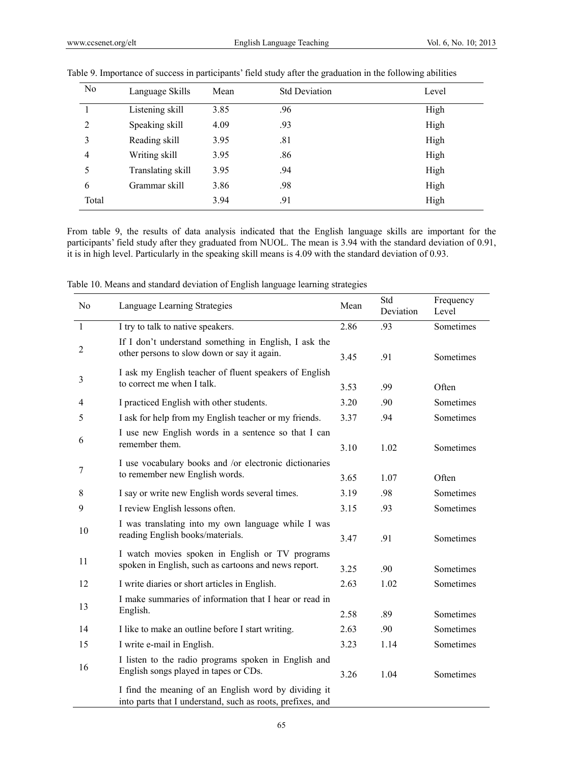Table 9. Importance of success in participants' field study after the graduation in the following abilities

| No | Language Skills | Mean | Std Deviation | Level |
|---|---|---|---|---|
| 1 | Listening skill | 3.85 | .96 | High |
| 2 | Speaking skill | 4.09 | .93 | High |
| 3 | Reading skill | 3.95 | .81 | High |
| 4 | Writing skill | 3.95 | .86 | High |
| 5 | Translating skill | 3.95 | .94 | High |
| 6 | Grammar skill | 3.86 | .98 | High |
| Total | | 3.94 | .91 | High |

From table 9, the results of data analysis indicated that the English language skills are important for the participants' field study after they graduated from NUOL. The mean is 3.94 with the standard deviation of 0.91, it is in high level. Particularly in the speaking skill means is 4.09 with the standard deviation of 0.93.

Table 10. Means and standard deviation of English language learning strategies

| No | Language Learning Strategies | Mean | Std Deviation | Frequency Level |
|---|---|---|---|---|
| 1 | I try to talk to native speakers. | 2.86 | .93 | Sometimes |
| 2 | If I don't understand something in English, I ask the other persons to slow down or say it again. | 3.45 | .91 | Sometimes |
| 3 | I ask my English teacher of fluent speakers of English to correct me when I talk. | 3.53 | .99 | Often |
| 4 | I practiced English with other students. | 3.20 | .90 | Sometimes |
| 5 | I ask for help from my English teacher or my friends. | 3.37 | .94 | Sometimes |
| 6 | I use new English words in a sentence so that I can remember them. | 3.10 | 1.02 | Sometimes |
| 7 | I use vocabulary books and /or electronic dictionaries to remember new English words. | 3.65 | 1.07 | Often |
| 8 | I say or write new English words several times. | 3.19 | .98 | Sometimes |
| 9 | I review English lessons often. | 3.15 | .93 | Sometimes |
| 10 | I was translating into my own language while I was reading English books/materials. | 3.47 | .91 | Sometimes |
| 11 | I watch movies spoken in English or TV programs spoken in English, such as cartoons and news report. | 3.25 | .90 | Sometimes |
| 12 | I write diaries or short articles in English. | 2.63 | 1.02 | Sometimes |
| 13 | I make summaries of information that I hear or read in English. | 2.58 | .89 | Sometimes |
| 14 | I like to make an outline before I start writing. | 2.63 | .90 | Sometimes |
| 15 | I write e-mail in English. | 3.23 | 1.14 | Sometimes |
| 16 | I listen to the radio programs spoken in English and English songs played in tapes or CDs. | 3.26 | 1.04 | Sometimes |
| | I find the meaning of an English word by dividing it into parts that I understand, such as roots, prefixes, and | | | |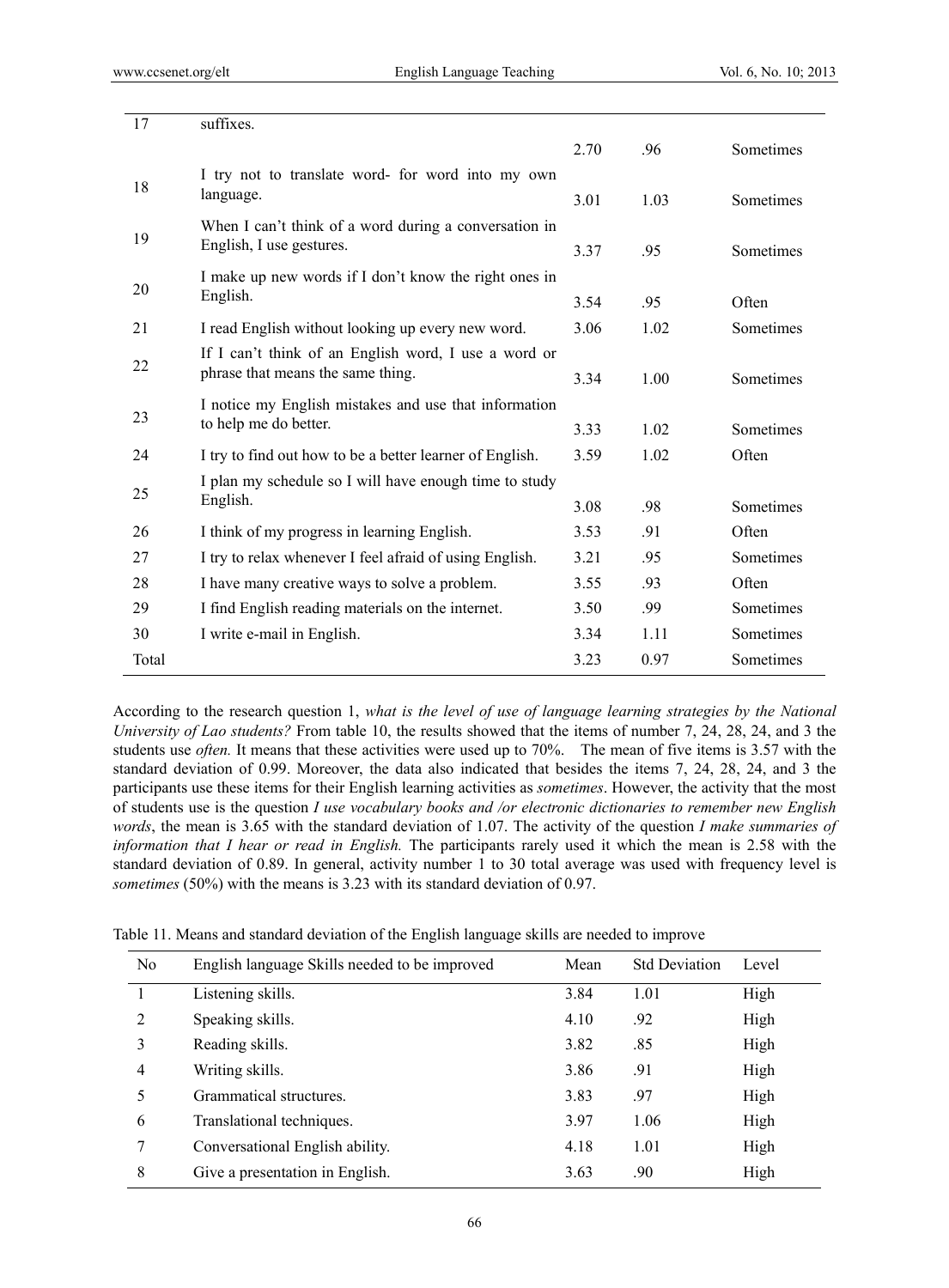| 17 | suffixes. | 2.70 | .96 | Sometimes |
|---|---|---|---|---|
| 18 | I try not to translate word- for word into my own language. | 3.01 | 1.03 | Sometimes |
| 19 | When I can't think of a word during a conversation in English, I use gestures. | 3.37 | .95 | Sometimes |
| 20 | I make up new words if I don't know the right ones in English. | 3.54 | .95 | Often |
| 21 | I read English without looking up every new word. | 3.06 | 1.02 | Sometimes |
| 22 | If I can't think of an English word, I use a word or phrase that means the same thing. | 3.34 | 1.00 | Sometimes |
| 23 | I notice my English mistakes and use that information to help me do better. | 3.33 | 1.02 | Sometimes |
| 24 | I try to find out how to be a better learner of English. | 3.59 | 1.02 | Often |
| 25 | I plan my schedule so I will have enough time to study English. | 3.08 | .98 | Sometimes |
| 26 | I think of my progress in learning English. | 3.53 | .91 | Often |
| 27 | I try to relax whenever I feel afraid of using English. | 3.21 | .95 | Sometimes |
| 28 | I have many creative ways to solve a problem. | 3.55 | .93 | Often |
| 29 | I find English reading materials on the internet. | 3.50 | .99 | Sometimes |
| 30 | I write e-mail in English. | 3.34 | 1.11 | Sometimes |
| Total | | 3.23 | 0.97 | Sometimes |

According to the research question 1, *what is the level of use of language learning strategies by the National University of Lao students?* From table 10, the results showed that the items of number 7, 24, 28, 24, and 3 the students use *often.* It means that these activities were used up to 70%. The mean of five items is 3.57 with the standard deviation of 0.99. Moreover, the data also indicated that besides the items 7, 24, 28, 24, and 3 the participants use these items for their English learning activities as *sometimes*. However, the activity that the most of students use is the question *I use vocabulary books and /or electronic dictionaries to remember new English words*, the mean is 3.65 with the standard deviation of 1.07. The activity of the question *I make summaries of information that I hear or read in English.* The participants rarely used it which the mean is 2.58 with the standard deviation of 0.89. In general, activity number 1 to 30 total average was used with frequency level is *sometimes* (50%) with the means is 3.23 with its standard deviation of 0.97.

Table 11. Means and standard deviation of the English language skills are needed to improve

| No | English language Skills needed to be improved | Mean | Std Deviation | Level |
|---|---|---|---|---|
| 1 | Listening skills. | 3.84 | 1.01 | High |
| 2 | Speaking skills. | 4.10 | .92 | High |
| 3 | Reading skills. | 3.82 | .85 | High |
| 4 | Writing skills. | 3.86 | .91 | High |
| 5 | Grammatical structures. | 3.83 | .97 | High |
| 6 | Translational techniques. | 3.97 | 1.06 | High |
| 7 | Conversational English ability. | 4.18 | 1.01 | High |
| 8 | Give a presentation in English. | 3.63 | .90 | High |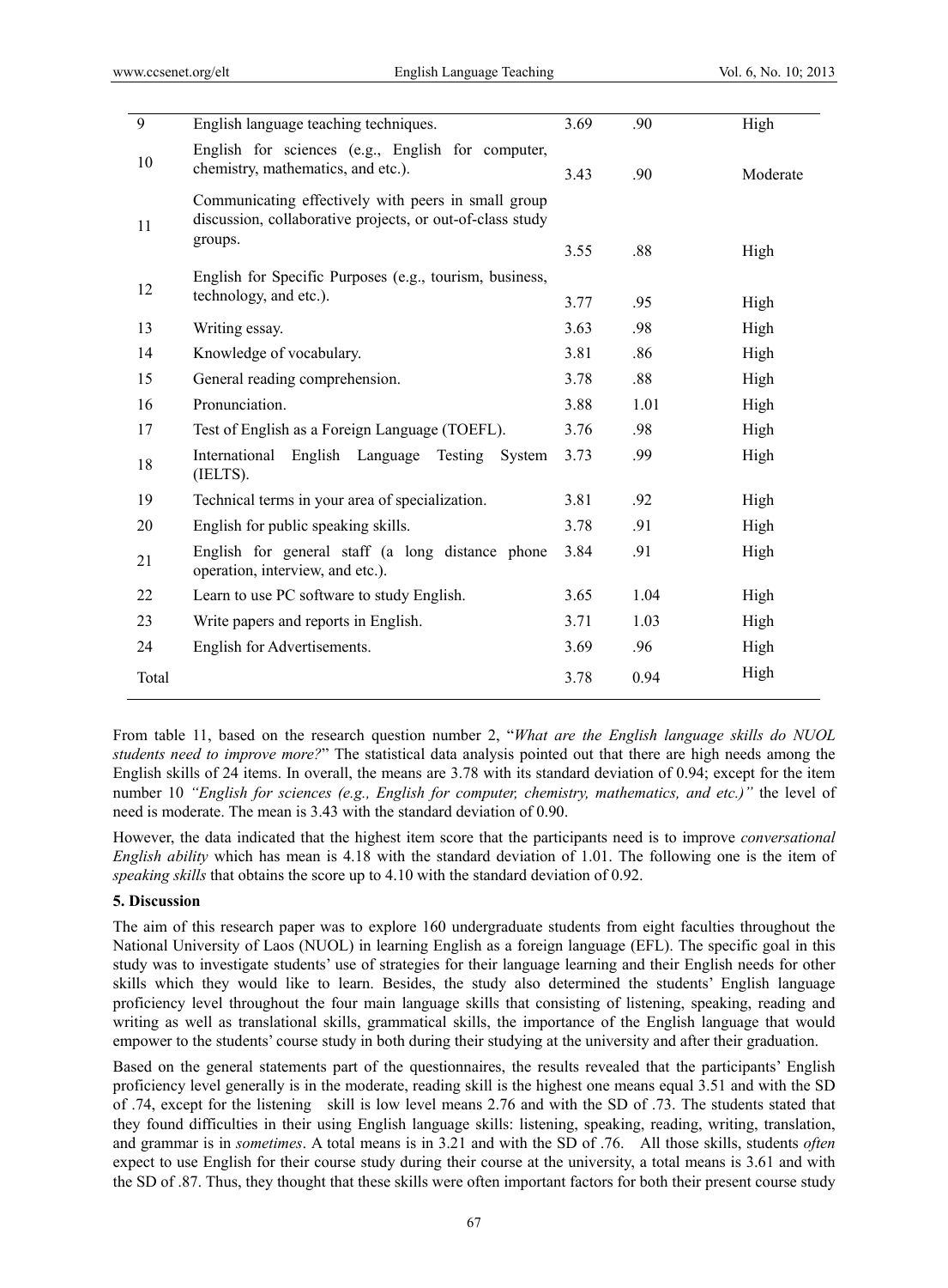| | | | | |
|---|---|---|---|---|
| 9 | English language teaching techniques. | 3.69 | .90 | High |
| 10 | English for sciences (e.g., English for computer, chemistry, mathematics, and etc.). | 3.43 | .90 | Moderate |
| 11 | Communicating effectively with peers in small group discussion, collaborative projects, or out-of-class study groups. | 3.55 | .88 | High |
| 12 | English for Specific Purposes (e.g., tourism, business, technology, and etc.). | 3.77 | .95 | High |
| 13 | Writing essay. | 3.63 | .98 | High |
| 14 | Knowledge of vocabulary. | 3.81 | .86 | High |
| 15 | General reading comprehension. | 3.78 | .88 | High |
| 16 | Pronunciation. | 3.88 | 1.01 | High |
| 17 | Test of English as a Foreign Language (TOEFL). | 3.76 | .98 | High |
| 18 | International English Language Testing System (IELTS). | 3.73 | .99 | High |
| 19 | Technical terms in your area of specialization. | 3.81 | .92 | High |
| 20 | English for public speaking skills. | 3.78 | .91 | High |
| 21 | English for general staff (a long distance phone operation, interview, and etc.). | 3.84 | .91 | High |
| 22 | Learn to use PC software to study English. | 3.65 | 1.04 | High |
| 23 | Write papers and reports in English. | 3.71 | 1.03 | High |
| 24 | English for Advertisements. | 3.69 | .96 | High |
| Total | | 3.78 | 0.94 | High |

From table 11, based on the research question number 2, "*What are the English language skills do NUOL students need to improve more?*" The statistical data analysis pointed out that there are high needs among the English skills of 24 items. In overall, the means are 3.78 with its standard deviation of 0.94; except for the item number 10 *"English for sciences (e.g., English for computer, chemistry, mathematics, and etc.)"* the level of need is moderate. The mean is 3.43 with the standard deviation of 0.90.

However, the data indicated that the highest item score that the participants need is to improve *conversational English ability* which has mean is 4.18 with the standard deviation of 1.01. The following one is the item of *speaking skills* that obtains the score up to 4.10 with the standard deviation of 0.92.

## 5. Discussion

The aim of this research paper was to explore 160 undergraduate students from eight faculties throughout the National University of Laos (NUOL) in learning English as a foreign language (EFL). The specific goal in this study was to investigate students' use of strategies for their language learning and their English needs for other skills which they would like to learn. Besides, the study also determined the students' English language proficiency level throughout the four main language skills that consisting of listening, speaking, reading and writing as well as translational skills, grammatical skills, the importance of the English language that would empower to the students' course study in both during their studying at the university and after their graduation.

Based on the general statements part of the questionnaires, the results revealed that the participants' English proficiency level generally is in the moderate, reading skill is the highest one means equal 3.51 and with the SD of .74, except for the listening skill is low level means 2.76 and with the SD of .73. The students stated that they found difficulties in their using English language skills: listening, speaking, reading, writing, translation, and grammar is in *sometimes*. A total means is in 3.21 and with the SD of .76. All those skills, students *often* expect to use English for their course study during their course at the university, a total means is 3.61 and with the SD of .87. Thus, they thought that these skills were often important factors for both their present course study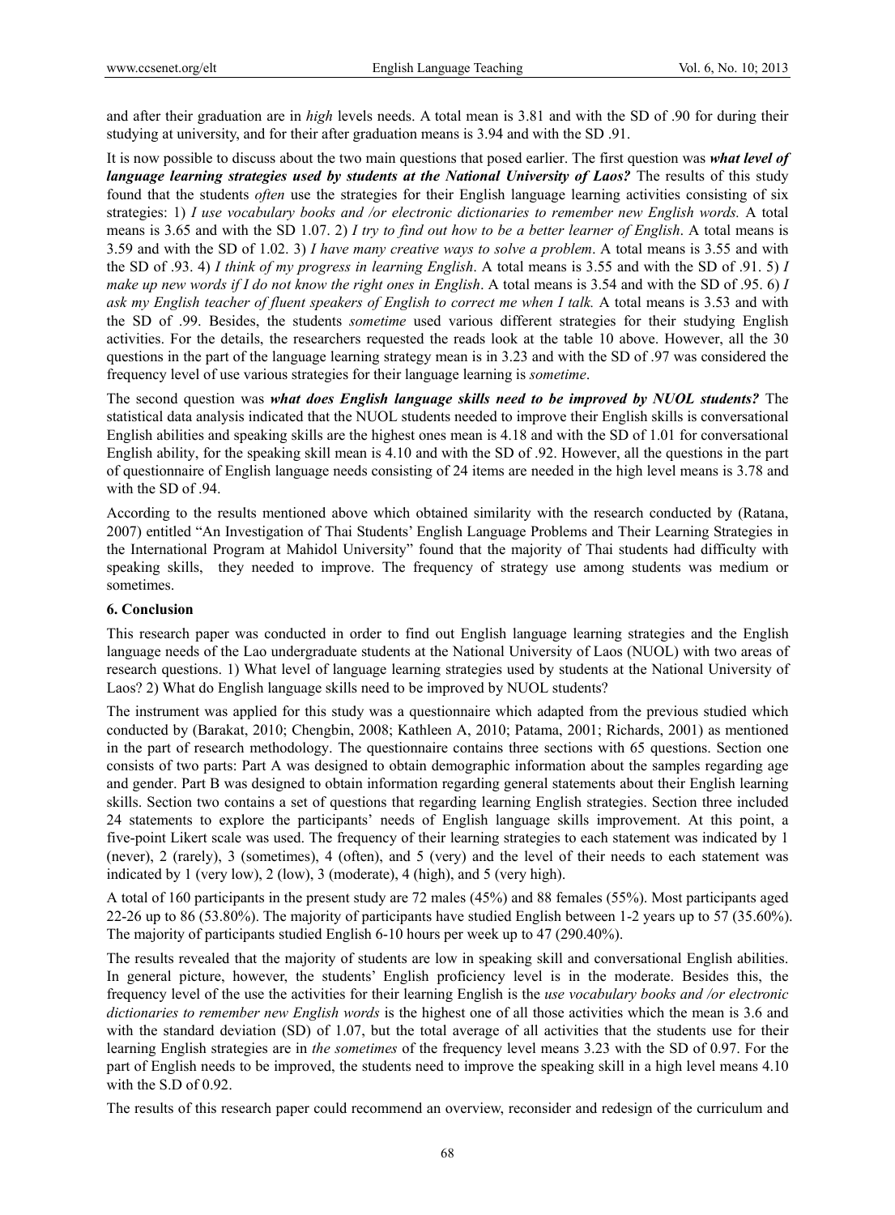and after their graduation are in *high* levels needs. A total mean is 3.81 and with the SD of .90 for during their studying at university, and for their after graduation means is 3.94 and with the SD .91.

It is now possible to discuss about the two main questions that posed earlier. The first question was ***what level of language learning strategies used by students at the National University of Laos?*** The results of this study found that the students *often* use the strategies for their English language learning activities consisting of six strategies: 1) *I use vocabulary books and /or electronic dictionaries to remember new English words.* A total means is 3.65 and with the SD 1.07. 2) *I try to find out how to be a better learner of English*. A total means is 3.59 and with the SD of 1.02. 3) *I have many creative ways to solve a problem*. A total means is 3.55 and with the SD of .93. 4) *I think of my progress in learning English*. A total means is 3.55 and with the SD of .91. 5) *I make up new words if I do not know the right ones in English*. A total means is 3.54 and with the SD of .95. 6) *I ask my English teacher of fluent speakers of English to correct me when I talk.* A total means is 3.53 and with the SD of .99. Besides, the students *sometime* used various different strategies for their studying English activities. For the details, the researchers requested the reads look at the table 10 above. However, all the 30 questions in the part of the language learning strategy mean is in 3.23 and with the SD of .97 was considered the frequency level of use various strategies for their language learning is *sometime*.

The second question was ***what does English language skills need to be improved by NUOL students?*** The statistical data analysis indicated that the NUOL students needed to improve their English skills is conversational English abilities and speaking skills are the highest ones mean is 4.18 and with the SD of 1.01 for conversational English ability, for the speaking skill mean is 4.10 and with the SD of .92. However, all the questions in the part of questionnaire of English language needs consisting of 24 items are needed in the high level means is 3.78 and with the SD of .94.

According to the results mentioned above which obtained similarity with the research conducted by (Ratana, 2007) entitled "An Investigation of Thai Students' English Language Problems and Their Learning Strategies in the International Program at Mahidol University" found that the majority of Thai students had difficulty with speaking skills, they needed to improve. The frequency of strategy use among students was medium or sometimes.

## 6. Conclusion

This research paper was conducted in order to find out English language learning strategies and the English language needs of the Lao undergraduate students at the National University of Laos (NUOL) with two areas of research questions. 1) What level of language learning strategies used by students at the National University of Laos? 2) What do English language skills need to be improved by NUOL students?

The instrument was applied for this study was a questionnaire which adapted from the previous studied which conducted by (Barakat, 2010; Chengbin, 2008; Kathleen A, 2010; Patama, 2001; Richards, 2001) as mentioned in the part of research methodology. The questionnaire contains three sections with 65 questions. Section one consists of two parts: Part A was designed to obtain demographic information about the samples regarding age and gender. Part B was designed to obtain information regarding general statements about their English learning skills. Section two contains a set of questions that regarding learning English strategies. Section three included 24 statements to explore the participants' needs of English language skills improvement. At this point, a five-point Likert scale was used. The frequency of their learning strategies to each statement was indicated by 1 (never), 2 (rarely), 3 (sometimes), 4 (often), and 5 (very) and the level of their needs to each statement was indicated by 1 (very low), 2 (low), 3 (moderate), 4 (high), and 5 (very high).

A total of 160 participants in the present study are 72 males (45%) and 88 females (55%). Most participants aged 22-26 up to 86 (53.80%). The majority of participants have studied English between 1-2 years up to 57 (35.60%). The majority of participants studied English 6-10 hours per week up to 47 (290.40%).

The results revealed that the majority of students are low in speaking skill and conversational English abilities. In general picture, however, the students' English proficiency level is in the moderate. Besides this, the frequency level of the use the activities for their learning English is the *use vocabulary books and /or electronic dictionaries to remember new English words* is the highest one of all those activities which the mean is 3.6 and with the standard deviation (SD) of 1.07, but the total average of all activities that the students use for their learning English strategies are in *the sometimes* of the frequency level means 3.23 with the SD of 0.97. For the part of English needs to be improved, the students need to improve the speaking skill in a high level means 4.10 with the S.D of 0.92.

The results of this research paper could recommend an overview, reconsider and redesign of the curriculum and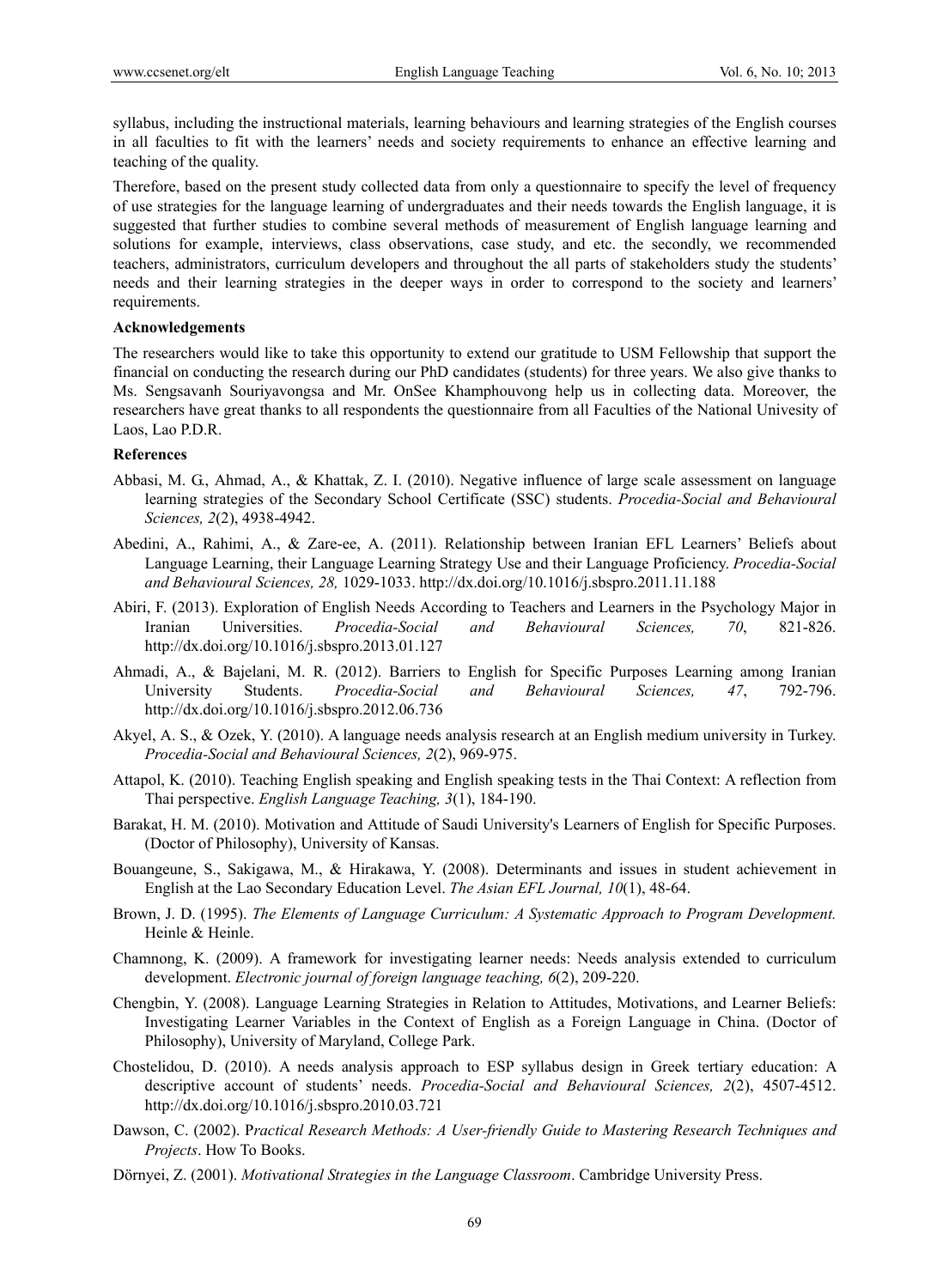syllabus, including the instructional materials, learning behaviours and learning strategies of the English courses in all faculties to fit with the learners' needs and society requirements to enhance an effective learning and teaching of the quality.

Therefore, based on the present study collected data from only a questionnaire to specify the level of frequency of use strategies for the language learning of undergraduates and their needs towards the English language, it is suggested that further studies to combine several methods of measurement of English language learning and solutions for example, interviews, class observations, case study, and etc. the secondly, we recommended teachers, administrators, curriculum developers and throughout the all parts of stakeholders study the students' needs and their learning strategies in the deeper ways in order to correspond to the society and learners' requirements.

**Acknowledgements**

The researchers would like to take this opportunity to extend our gratitude to USM Fellowship that support the financial on conducting the research during our PhD candidates (students) for three years. We also give thanks to Ms. Sengsavanh Souriyavongsa and Mr. OnSee Khamphouvong help us in collecting data. Moreover, the researchers have great thanks to all respondents the questionnaire from all Faculties of the National Univesity of Laos, Lao P.D.R.

**References**

Abbasi, M. G., Ahmad, A., & Khattak, Z. I. (2010). Negative influence of large scale assessment on language learning strategies of the Secondary School Certificate (SSC) students. *Procedia-Social and Behavioural Sciences, 2*(2), 4938-4942.

Abedini, A., Rahimi, A., & Zare-ee, A. (2011). Relationship between Iranian EFL Learners' Beliefs about Language Learning, their Language Learning Strategy Use and their Language Proficiency. *Procedia-Social and Behavioural Sciences, 28,* 1029-1033. http://dx.doi.org/10.1016/j.sbspro.2011.11.188

Abiri, F. (2013). Exploration of English Needs According to Teachers and Learners in the Psychology Major in Iranian Universities. *Procedia-Social and Behavioural Sciences, 70*, 821-826. http://dx.doi.org/10.1016/j.sbspro.2013.01.127

Ahmadi, A., & Bajelani, M. R. (2012). Barriers to English for Specific Purposes Learning among Iranian University Students. *Procedia-Social and Behavioural Sciences, 47*, 792-796. http://dx.doi.org/10.1016/j.sbspro.2012.06.736

Akyel, A. S., & Ozek, Y. (2010). A language needs analysis research at an English medium university in Turkey. *Procedia-Social and Behavioural Sciences, 2*(2), 969-975.

Attapol, K. (2010). Teaching English speaking and English speaking tests in the Thai Context: A reflection from Thai perspective. *English Language Teaching, 3*(1), 184-190.

Barakat, H. M. (2010). Motivation and Attitude of Saudi University's Learners of English for Specific Purposes. (Doctor of Philosophy), University of Kansas.

Bouangeune, S., Sakigawa, M., & Hirakawa, Y. (2008). Determinants and issues in student achievement in English at the Lao Secondary Education Level. *The Asian EFL Journal, 10*(1), 48-64.

Brown, J. D. (1995). *The Elements of Language Curriculum: A Systematic Approach to Program Development.* Heinle & Heinle.

Chamnong, K. (2009). A framework for investigating learner needs: Needs analysis extended to curriculum development. *Electronic journal of foreign language teaching, 6*(2), 209-220.

Chengbin, Y. (2008). Language Learning Strategies in Relation to Attitudes, Motivations, and Learner Beliefs: Investigating Learner Variables in the Context of English as a Foreign Language in China. (Doctor of Philosophy), University of Maryland, College Park.

Chostelidou, D. (2010). A needs analysis approach to ESP syllabus design in Greek tertiary education: A descriptive account of students' needs. *Procedia-Social and Behavioural Sciences, 2*(2), 4507-4512. http://dx.doi.org/10.1016/j.sbspro.2010.03.721

Dawson, C. (2002). P*ractical Research Methods: A User-friendly Guide to Mastering Research Techniques and Projects*. How To Books.

Dörnyei, Z. (2001). *Motivational Strategies in the Language Classroom*. Cambridge University Press.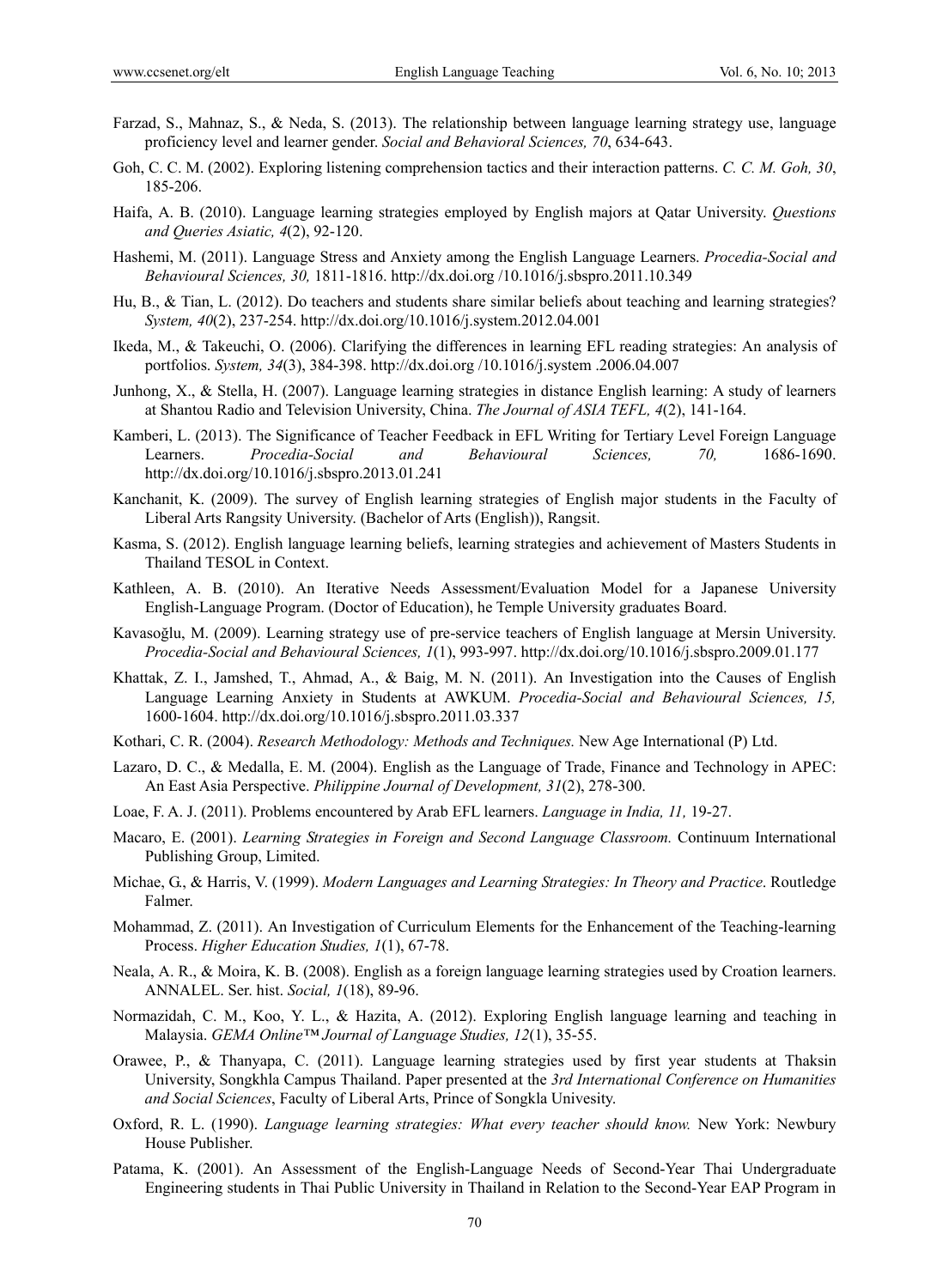Farzad, S., Mahnaz, S., & Neda, S. (2013). The relationship between language learning strategy use, language proficiency level and learner gender. *Social and Behavioral Sciences, 70*, 634-643.

Goh, C. C. M. (2002). Exploring listening comprehension tactics and their interaction patterns. *C. C. M. Goh, 30*, 185-206.

Haifa, A. B. (2010). Language learning strategies employed by English majors at Qatar University. *Questions and Queries Asiatic, 4*(2), 92-120.

Hashemi, M. (2011). Language Stress and Anxiety among the English Language Learners. *Procedia-Social and Behavioural Sciences, 30,* 1811-1816. http://dx.doi.org /10.1016/j.sbspro.2011.10.349

Hu, B., & Tian, L. (2012). Do teachers and students share similar beliefs about teaching and learning strategies? *System, 40*(2), 237-254. http://dx.doi.org/10.1016/j.system.2012.04.001

Ikeda, M., & Takeuchi, O. (2006). Clarifying the differences in learning EFL reading strategies: An analysis of portfolios. *System, 34*(3), 384-398. http://dx.doi.org /10.1016/j.system .2006.04.007

Junhong, X., & Stella, H. (2007). Language learning strategies in distance English learning: A study of learners at Shantou Radio and Television University, China. *The Journal of ASIA TEFL, 4*(2), 141-164.

Kamberi, L. (2013). The Significance of Teacher Feedback in EFL Writing for Tertiary Level Foreign Language Learners. *Procedia-Social and Behavioural Sciences, 70,* 1686-1690. http://dx.doi.org/10.1016/j.sbspro.2013.01.241

Kanchanit, K. (2009). The survey of English learning strategies of English major students in the Faculty of Liberal Arts Rangsity University. (Bachelor of Arts (English)), Rangsit.

Kasma, S. (2012). English language learning beliefs, learning strategies and achievement of Masters Students in Thailand TESOL in Context.

Kathleen, A. B. (2010). An Iterative Needs Assessment/Evaluation Model for a Japanese University English-Language Program. (Doctor of Education), he Temple University graduates Board.

Kavasoğlu, M. (2009). Learning strategy use of pre-service teachers of English language at Mersin University. *Procedia-Social and Behavioural Sciences, 1*(1), 993-997. http://dx.doi.org/10.1016/j.sbspro.2009.01.177

Khattak, Z. I., Jamshed, T., Ahmad, A., & Baig, M. N. (2011). An Investigation into the Causes of English Language Learning Anxiety in Students at AWKUM. *Procedia-Social and Behavioural Sciences, 15,* 1600-1604. http://dx.doi.org/10.1016/j.sbspro.2011.03.337

Kothari, C. R. (2004). *Research Methodology: Methods and Techniques.* New Age International (P) Ltd.

Lazaro, D. C., & Medalla, E. M. (2004). English as the Language of Trade, Finance and Technology in APEC: An East Asia Perspective. *Philippine Journal of Development, 31*(2), 278-300.

Loae, F. A. J. (2011). Problems encountered by Arab EFL learners. *Language in India, 11,* 19-27.

Macaro, E. (2001). *Learning Strategies in Foreign and Second Language Classroom.* Continuum International Publishing Group, Limited.

Michae, G., & Harris, V. (1999). *Modern Languages and Learning Strategies: In Theory and Practice*. Routledge Falmer.

Mohammad, Z. (2011). An Investigation of Curriculum Elements for the Enhancement of the Teaching-learning Process. *Higher Education Studies, 1*(1), 67-78.

Neala, A. R., & Moira, K. B. (2008). English as a foreign language learning strategies used by Croation learners. ANNALEL. Ser. hist. *Social, 1*(18), 89-96.

Normazidah, C. M., Koo, Y. L., & Hazita, A. (2012). Exploring English language learning and teaching in Malaysia. *GEMA Online™ Journal of Language Studies, 12*(1), 35-55.

Orawee, P., & Thanyapa, C. (2011). Language learning strategies used by first year students at Thaksin University, Songkhla Campus Thailand. Paper presented at the *3rd International Conference on Humanities and Social Sciences*, Faculty of Liberal Arts, Prince of Songkla Univesity.

Oxford, R. L. (1990). *Language learning strategies: What every teacher should know.* New York: Newbury House Publisher.

Patama, K. (2001). An Assessment of the English-Language Needs of Second-Year Thai Undergraduate Engineering students in Thai Public University in Thailand in Relation to the Second-Year EAP Program in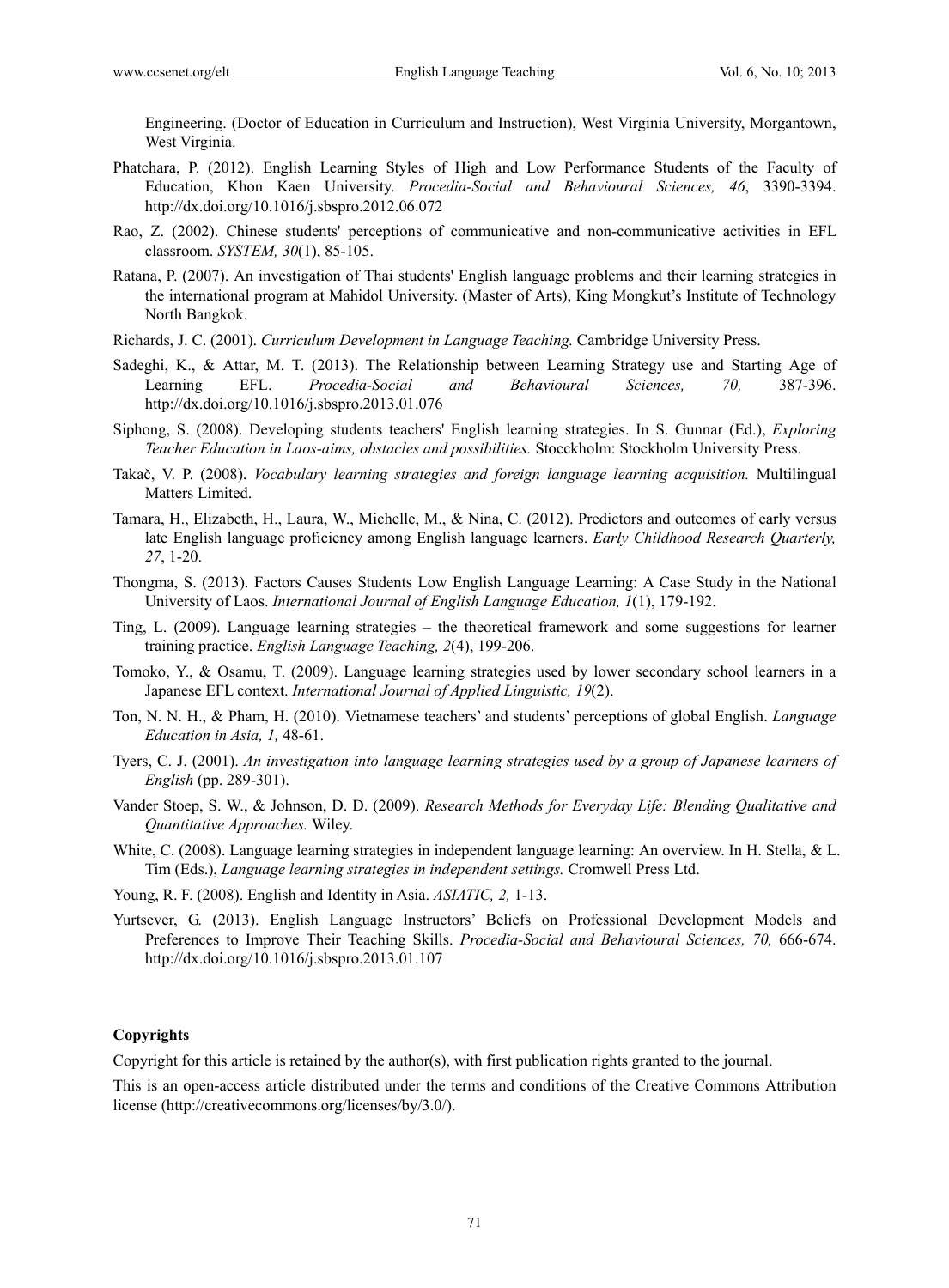Engineering. (Doctor of Education in Curriculum and Instruction), West Virginia University, Morgantown, West Virginia.

Phatchara, P. (2012). English Learning Styles of High and Low Performance Students of the Faculty of Education, Khon Kaen University. *Procedia-Social and Behavioural Sciences, 46*, 3390-3394. http://dx.doi.org/10.1016/j.sbspro.2012.06.072

Rao, Z. (2002). Chinese students' perceptions of communicative and non-communicative activities in EFL classroom. *SYSTEM, 30*(1), 85-105.

Ratana, P. (2007). An investigation of Thai students' English language problems and their learning strategies in the international program at Mahidol University. (Master of Arts), King Mongkut's Institute of Technology North Bangkok.

Richards, J. C. (2001). *Curriculum Development in Language Teaching.* Cambridge University Press.

Sadeghi, K., & Attar, M. T. (2013). The Relationship between Learning Strategy use and Starting Age of Learning EFL. *Procedia-Social and Behavioural Sciences, 70,* 387-396. http://dx.doi.org/10.1016/j.sbspro.2013.01.076

Siphong, S. (2008). Developing students teachers' English learning strategies. In S. Gunnar (Ed.), *Exploring Teacher Education in Laos-aims, obstacles and possibilities.* Stocckholm: Stockholm University Press.

Takač, V. P. (2008). *Vocabulary learning strategies and foreign language learning acquisition.* Multilingual Matters Limited.

Tamara, H., Elizabeth, H., Laura, W., Michelle, M., & Nina, C. (2012). Predictors and outcomes of early versus late English language proficiency among English language learners. *Early Childhood Research Quarterly, 27*, 1-20.

Thongma, S. (2013). Factors Causes Students Low English Language Learning: A Case Study in the National University of Laos. *International Journal of English Language Education, 1*(1), 179-192.

Ting, L. (2009). Language learning strategies – the theoretical framework and some suggestions for learner training practice. *English Language Teaching, 2*(4), 199-206.

Tomoko, Y., & Osamu, T. (2009). Language learning strategies used by lower secondary school learners in a Japanese EFL context. *International Journal of Applied Linguistic, 19*(2).

Ton, N. N. H., & Pham, H. (2010). Vietnamese teachers' and students' perceptions of global English. *Language Education in Asia, 1,* 48-61.

Tyers, C. J. (2001). *An investigation into language learning strategies used by a group of Japanese learners of English* (pp. 289-301).

Vander Stoep, S. W., & Johnson, D. D. (2009). *Research Methods for Everyday Life: Blending Qualitative and Quantitative Approaches.* Wiley.

White, C. (2008). Language learning strategies in independent language learning: An overview. In H. Stella, & L. Tim (Eds.), *Language learning strategies in independent settings.* Cromwell Press Ltd.

Young, R. F. (2008). English and Identity in Asia. *ASIATIC, 2,* 1-13.

Yurtsever, G. (2013). English Language Instructors' Beliefs on Professional Development Models and Preferences to Improve Their Teaching Skills. *Procedia-Social and Behavioural Sciences, 70,* 666-674. http://dx.doi.org/10.1016/j.sbspro.2013.01.107

**Copyrights**

Copyright for this article is retained by the author(s), with first publication rights granted to the journal.

This is an open-access article distributed under the terms and conditions of the Creative Commons Attribution license (http://creativecommons.org/licenses/by/3.0/).